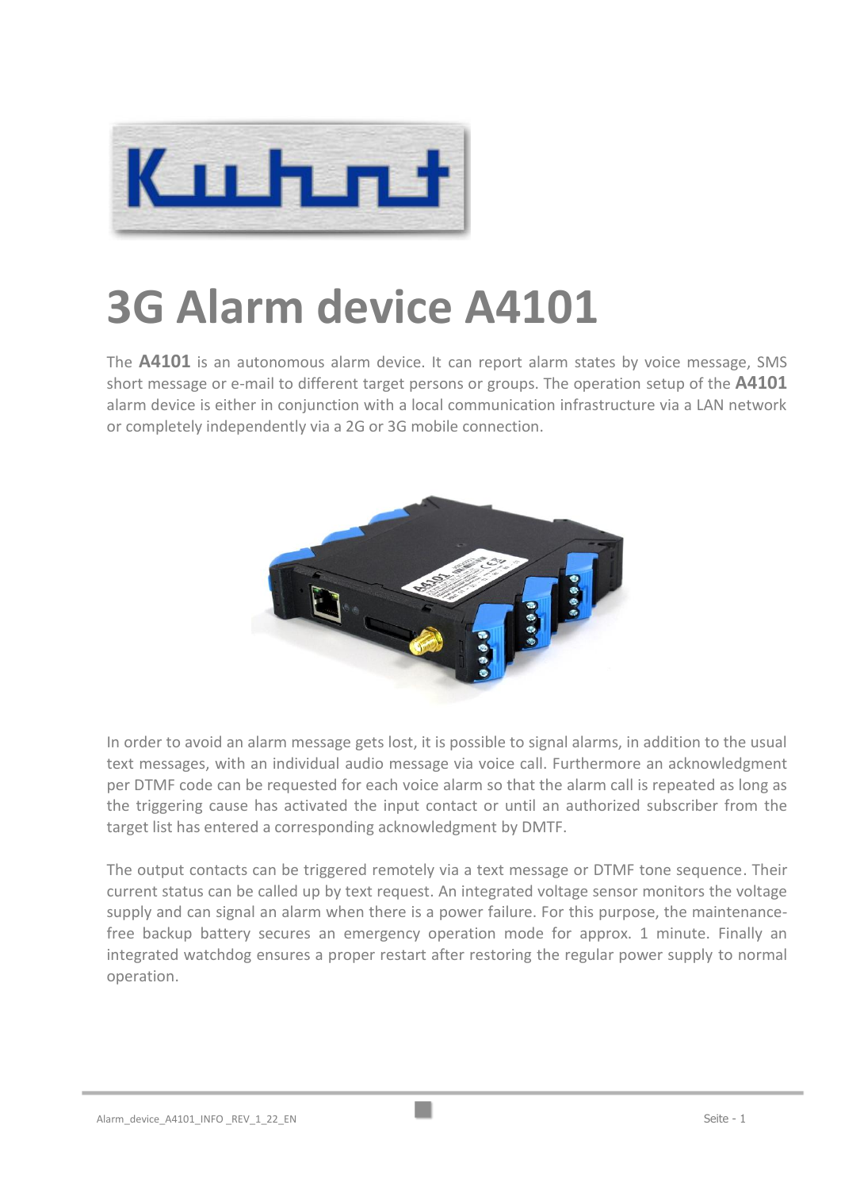# 3G Alarm device A4101

The **A4101** is an autonomous alarm device. It can report alarm states by voice message, SMS short message or e-mail to different target persons or groups. The operation setup of the **A4101** alarm device is either in conjunction with a local communication infrastructure via a LAN network or completely independently via a 2G or 3G mobile connection.

In order to avoid an alarm message gets lost, it is possible to signal alarms, in addition to the usual text messages, with an individual audio message via voice call. Furthermore an acknowledgment per DTMF code can be requested for each voice alarm so that the alarm call is repeated as long as the triggering cause has activated the input contact or until an authorized subscriber from the target list has entered a corresponding acknowledgment by DMTF.

The output contacts can be triggered remotely via a text message or DTMF tone sequence. Their current status can be called up by text request. An integrated voltage sensor monitors the voltage supply and can signal an alarm when there is a power failure. For this purpose, the maintenance-free backup battery secures an emergency operation mode for approx. 1 minute. Finally an integrated watchdog ensures a proper restart after restoring the regular power supply to normal operation.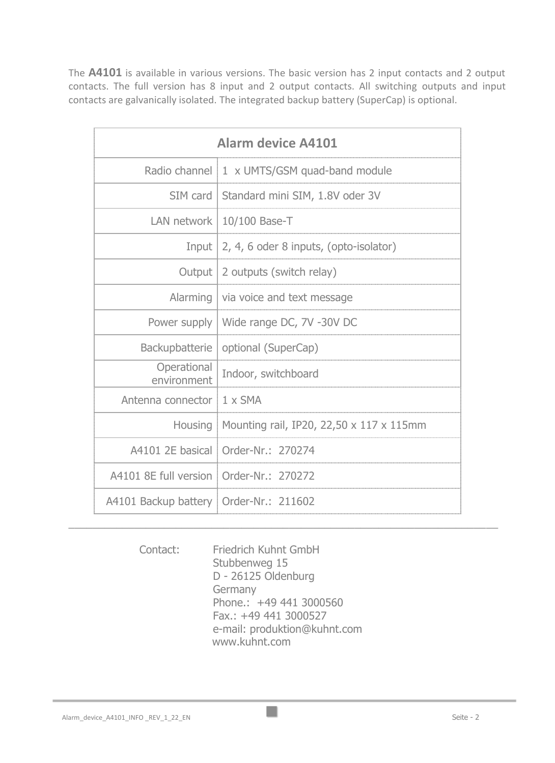The **A4101** is available in various versions. The basic version has 2 input contacts and 2 output contacts. The full version has 8 input and 2 output contacts. All switching outputs and input contacts are galvanically isolated. The integrated backup battery (SuperCap) is optional.

| Alarm device A4101 | |
|---|---|
| Radio channel | 1 x UMTS/GSM quad-band module |
| SIM card | Standard mini SIM, 1.8V oder 3V |
| LAN network | 10/100 Base-T |
| Input | 2, 4, 6 oder 8 inputs, (opto-isolator) |
| Output | 2 outputs (switch relay) |
| Alarming | via voice and text message |
| Power supply | Wide range DC, 7V -30V DC |
| Backupbatterie | optional (SuperCap) |
| Operational environment | Indoor, switchboard |
| Antenna connector | 1 x SMA |
| Housing | Mounting rail, IP20, 22,50 x 117 x 115mm |
| A4101 2E basical | Order-Nr.: 270274 |
| A4101 8E full version | Order-Nr.: 270272 |
| A4101 Backup battery | Order-Nr.: 211602 |

---

Contact:

Friedrich Kuhnt GmbH
Stubbenweg 15
D - 26125 Oldenburg
Germany
Phone.: +49 441 3000560
Fax.: +49 441 3000527
e-mail: produktion@kuhnt.com
www.kuhnt.com